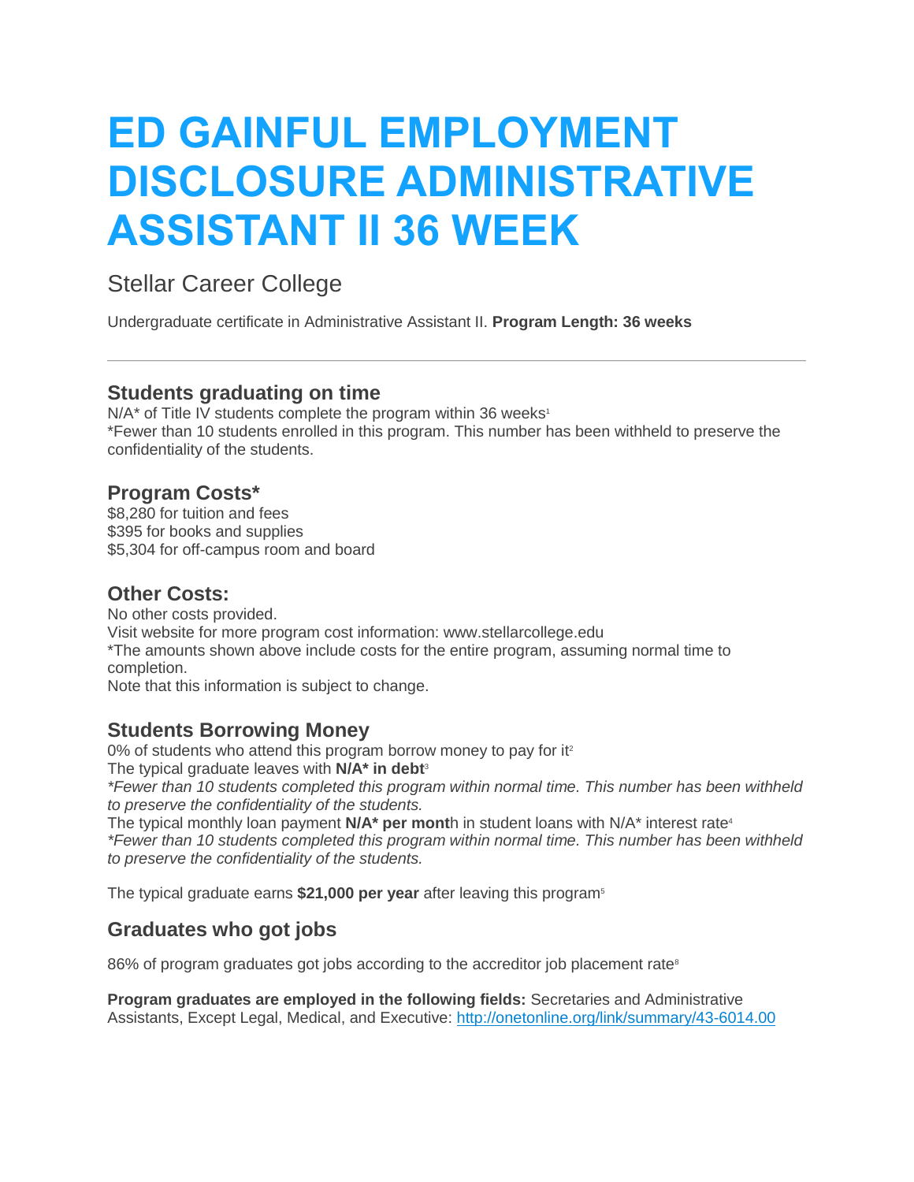# ED GAINFUL EMPLOYMENT DISCLOSURE ADMINISTRATIVE ASSISTANT II 36 WEEK

Stellar Career College

Undergraduate certificate in Administrative Assistant II. **Program Length: 36 weeks**

---

### Students graduating on time

N/A* of Title IV students complete the program within 36 weeks[1]
*Fewer than 10 students enrolled in this program. This number has been withheld to preserve the confidentiality of the students.

### Program Costs*

$8,280 for tuition and fees
$395 for books and supplies
$5,304 for off-campus room and board

### Other Costs:

No other costs provided.
Visit website for more program cost information: www.stellarcollege.edu
*The amounts shown above include costs for the entire program, assuming normal time to completion.
Note that this information is subject to change.

### Students Borrowing Money

0% of students who attend this program borrow money to pay for it[2]
The typical graduate leaves with **N/A* in debt**[3]
*\*Fewer than 10 students completed this program within normal time. This number has been withheld to preserve the confidentiality of the students.*
The typical monthly loan payment **N/A* per month** in student loans with N/A* interest rate[4]
*\*Fewer than 10 students completed this program within normal time. This number has been withheld to preserve the confidentiality of the students.*

The typical graduate earns **$21,000 per year** after leaving this program[5]

### Graduates who got jobs

86% of program graduates got jobs according to the accreditor job placement rate[8]

**Program graduates are employed in the following fields:** Secretaries and Administrative Assistants, Except Legal, Medical, and Executive: http://onetonline.org/link/summary/43-6014.00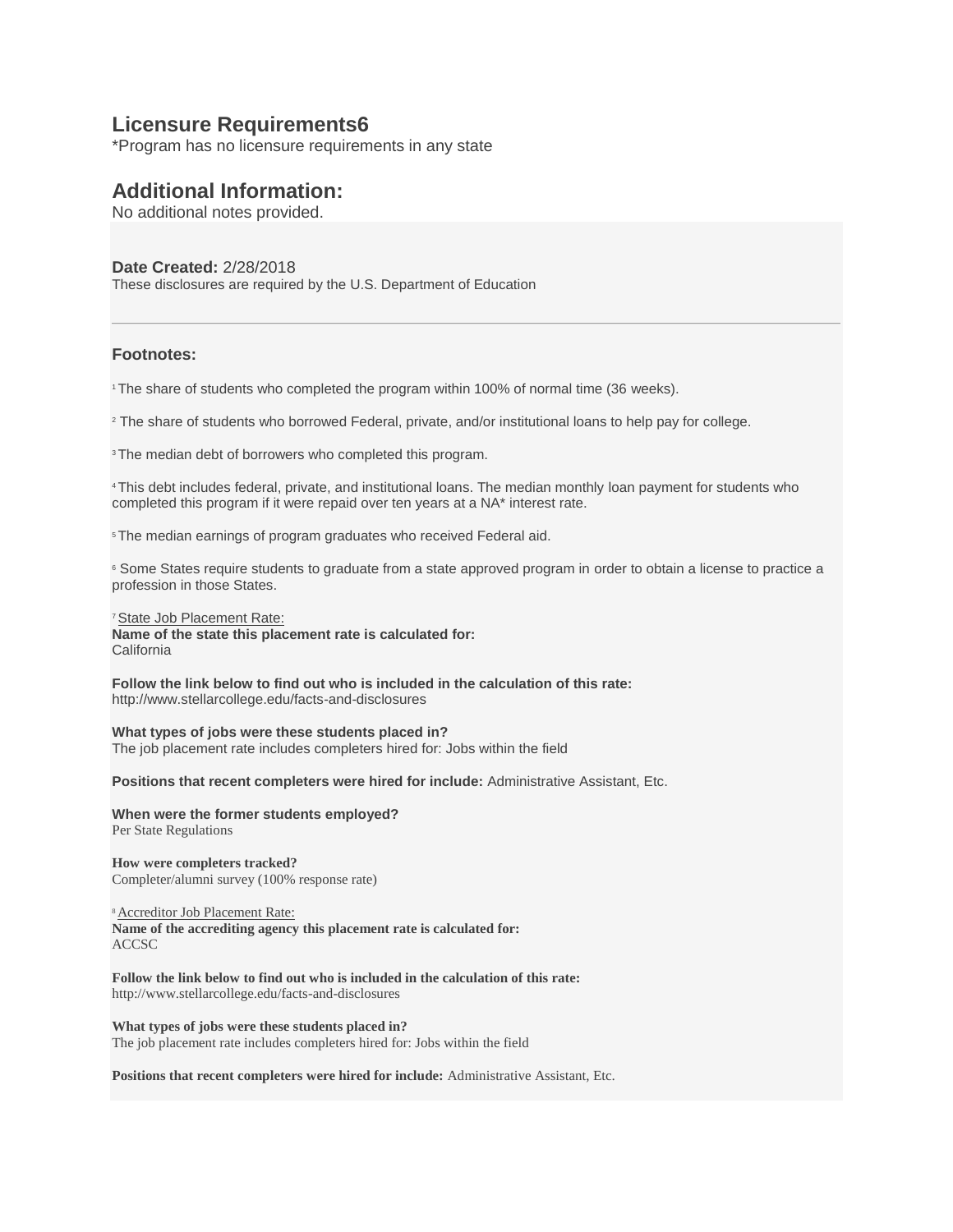## Licensure Requirements[6]

*Program has no licensure requirements in any state

## Additional Information:

No additional notes provided.

**Date Created:** 2/28/2018

These disclosures are required by the U.S. Department of Education

---

### Footnotes:

[1] The share of students who completed the program within 100% of normal time (36 weeks).

[2] The share of students who borrowed Federal, private, and/or institutional loans to help pay for college.

[3] The median debt of borrowers who completed this program.

[4] This debt includes federal, private, and institutional loans. The median monthly loan payment for students who completed this program if it were repaid over ten years at a NA* interest rate.

[5] The median earnings of program graduates who received Federal aid.

[6] Some States require students to graduate from a state approved program in order to obtain a license to practice a profession in those States.

[7] State Job Placement Rate:

**Name of the state this placement rate is calculated for:**
California

**Follow the link below to find out who is included in the calculation of this rate:**
http://www.stellarcollege.edu/facts-and-disclosures

**What types of jobs were these students placed in?**
The job placement rate includes completers hired for: Jobs within the field

**Positions that recent completers were hired for include:** Administrative Assistant, Etc.

**When were the former students employed?**
Per State Regulations

**How were completers tracked?**
Completer/alumni survey (100% response rate)

[8] Accreditor Job Placement Rate:

**Name of the accrediting agency this placement rate is calculated for:**
ACCSC

**Follow the link below to find out who is included in the calculation of this rate:**
http://www.stellarcollege.edu/facts-and-disclosures

**What types of jobs were these students placed in?**
The job placement rate includes completers hired for: Jobs within the field

**Positions that recent completers were hired for include:** Administrative Assistant, Etc.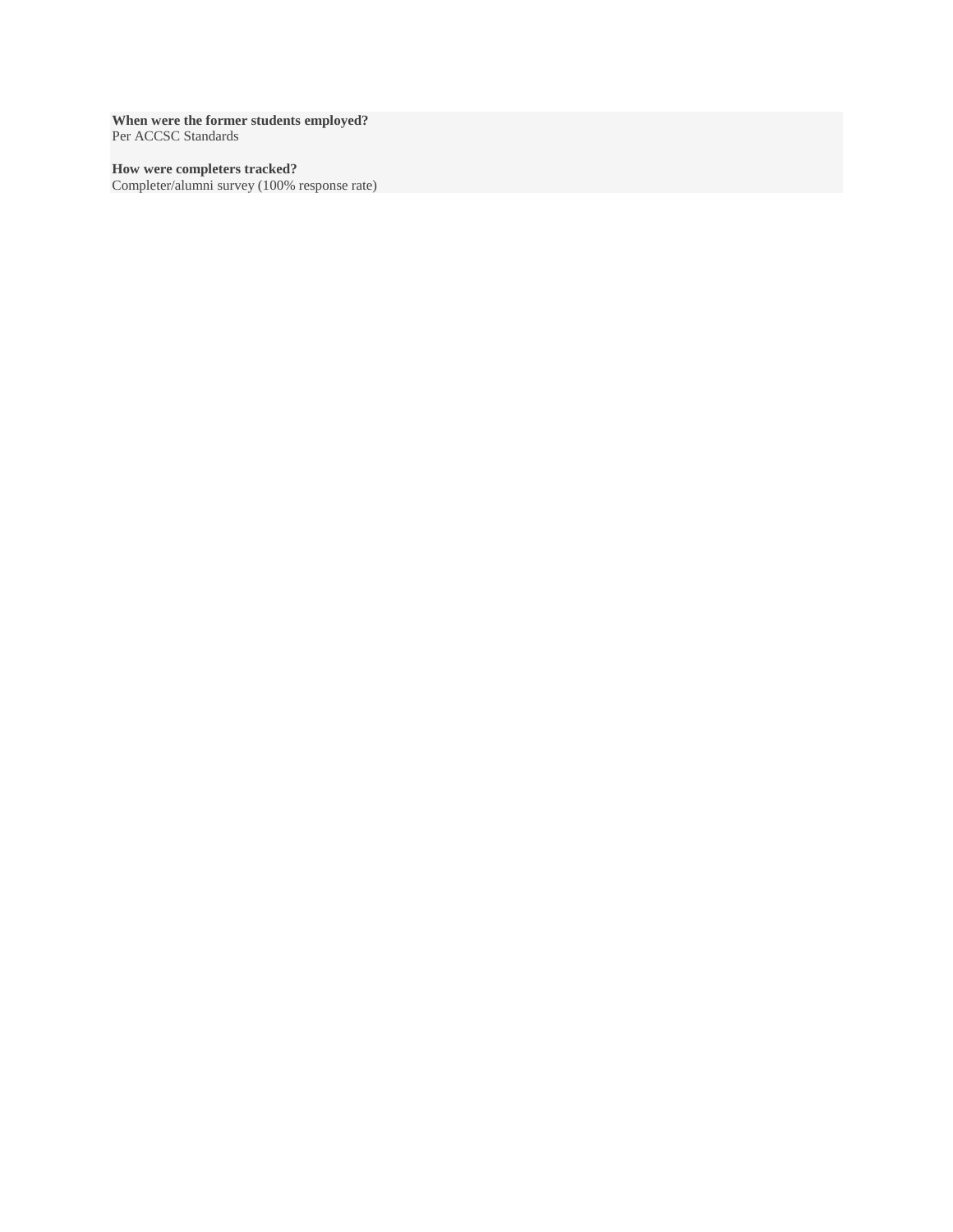**When were the former students employed?**
Per ACCSC Standards

**How were completers tracked?**
Completer/alumni survey (100% response rate)